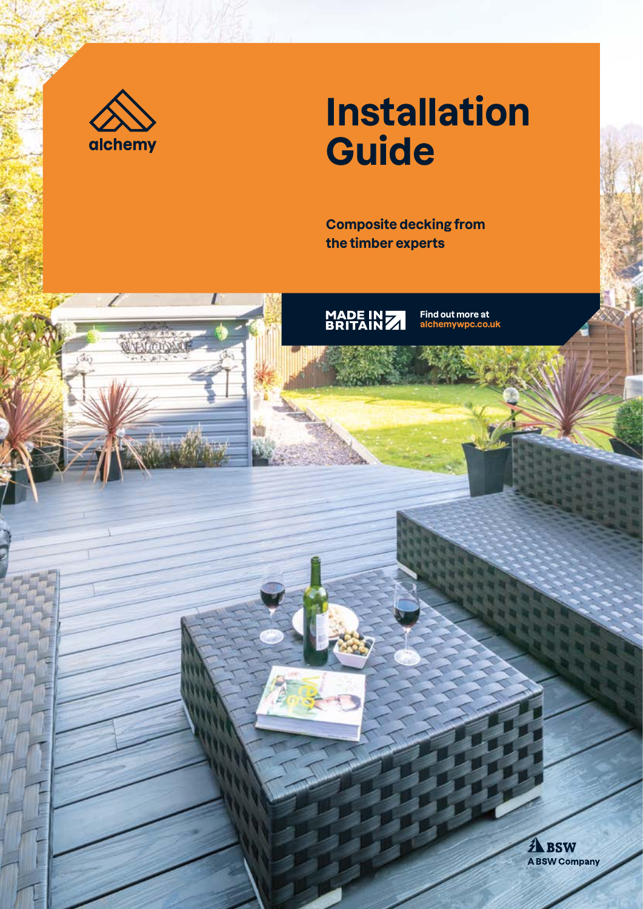alchemy

# Installation Guide

**Composite decking from the timber experts**

MADE IN BRITAIN

Find out more at alchemywpc.co.uk

BSW

A BSW Company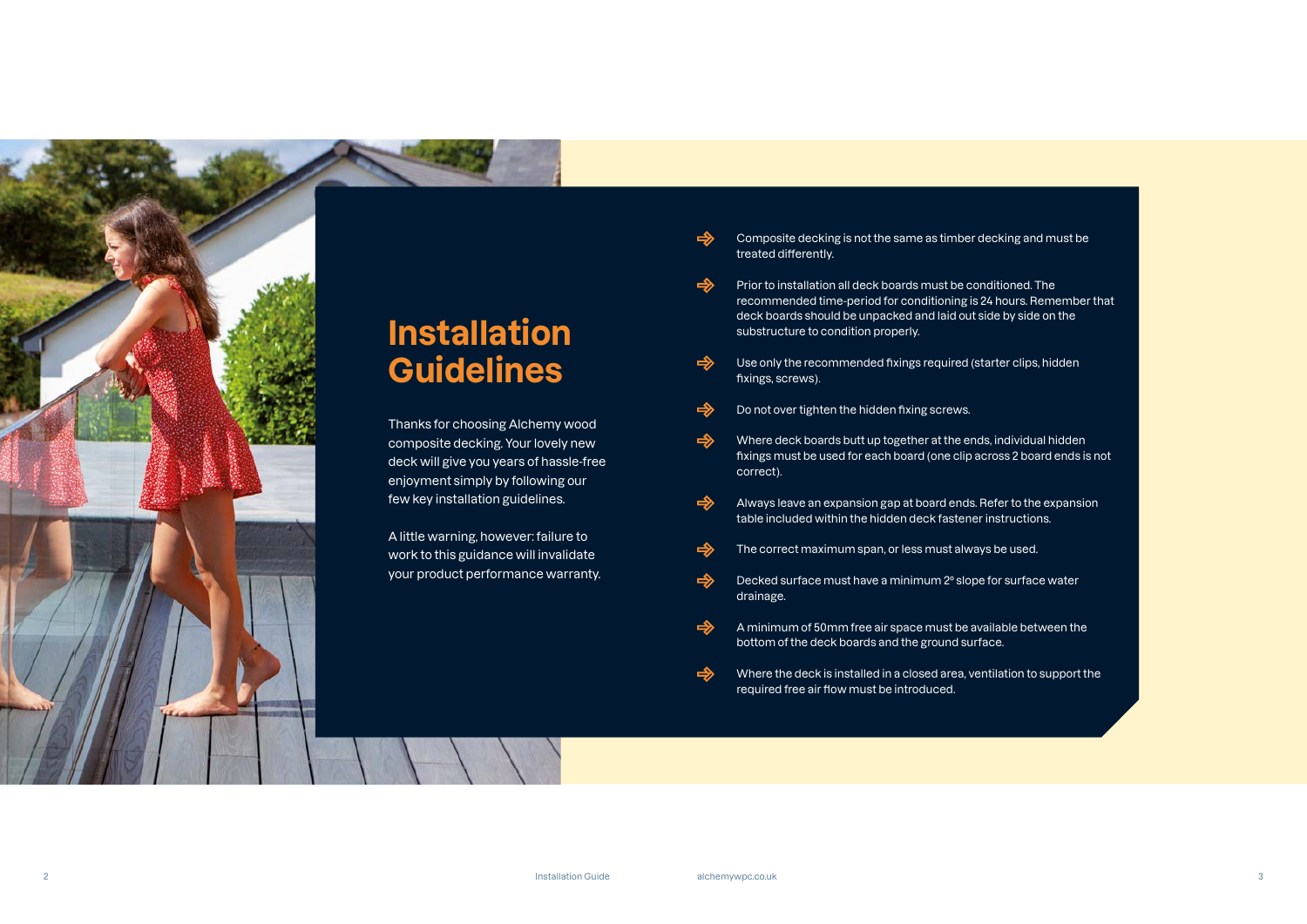# Installation Guidelines

Thanks for choosing Alchemy wood composite decking. Your lovely new deck will give you years of hassle-free enjoyment simply by following our few key installation guidelines.

A little warning, however: failure to work to this guidance will invalidate your product performance warranty.

- Composite decking is not the same as timber decking and must be treated differently.
- Prior to installation all deck boards must be conditioned. The recommended time-period for conditioning is 24 hours. Remember that deck boards should be unpacked and laid out side by side on the substructure to condition properly.
- Use only the recommended fixings required (starter clips, hidden fixings, screws).
- Do not over tighten the hidden fixing screws.
- Where deck boards butt up together at the ends, individual hidden fixings must be used for each board (one clip across 2 board ends is not correct).
- Always leave an expansion gap at board ends. Refer to the expansion table included within the hidden deck fastener instructions.
- The correct maximum span, or less must always be used.
- Decked surface must have a minimum 2° slope for surface water drainage.
- A minimum of 50mm free air space must be available between the bottom of the deck boards and the ground surface.
- Where the deck is installed in a closed area, ventilation to support the required free air flow must be introduced.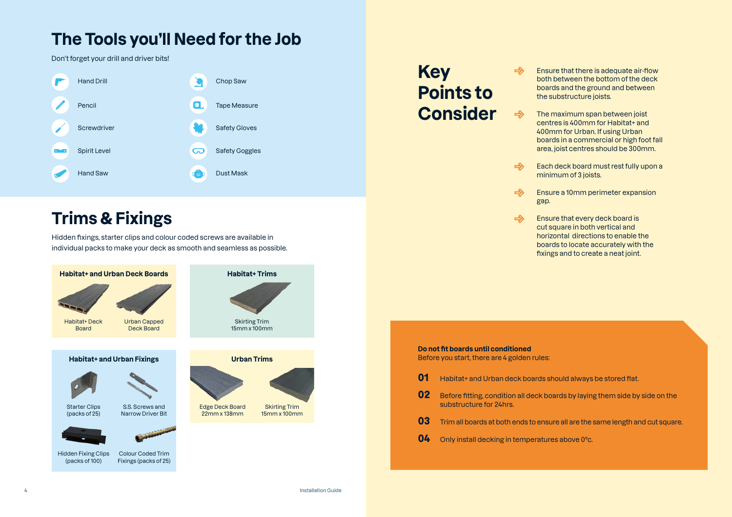## The Tools you'll Need for the Job

Don't forget your drill and driver bits!

- Hand Drill
- Pencil
- Screwdriver
- Spirit Level
- Hand Saw
- Chop Saw
- Tape Measure
- Safety Gloves
- Safety Goggles
- Dust Mask

## Trims & Fixings

Hidden fixings, starter clips and colour coded screws are available in individual packs to make your deck as smooth and seamless as possible.

### Habitat+ and Urban Deck Boards

- Habitat+ Deck Board
- Urban Capped Deck Board

### Habitat+ Trims

- Skirting Trim 15mm x 100mm

### Habitat+ and Urban Fixings

- Starter Clips (packs of 25)
- S.S. Screws and Narrow Driver Bit
- Hidden Fixing Clips (packs of 100)
- Colour Coded Trim Fixings (packs of 25)

### Urban Trims

- Edge Deck Board 22mm x 138mm
- Skirting Trim 15mm x 100mm

## Key Points to Consider

- Ensure that there is adequate air-flow both between the bottom of the deck boards and the ground and between the substructure joists.
- The maximum span between joist centres is 400mm for Habitat+ and 400mm for Urban. If using Urban boards in a commercial or high foot fall area, joist centres should be 300mm.
- Each deck board must rest fully upon a minimum of 3 joists.
- Ensure a 10mm perimeter expansion gap.
- Ensure that every deck board is cut square in both vertical and horizontal directions to enable the boards to locate accurately with the fixings and to create a neat joint.

**Do not fit boards until conditioned**
Before you start, there are 4 golden rules:

**01** Habitat+ and Urban deck boards should always be stored flat.

**02** Before fitting, condition all deck boards by laying them side by side on the substructure for 24hrs.

**03** Trim all boards at both ends to ensure all are the same length and cut square.

**04** Only install decking in temperatures above 0°c.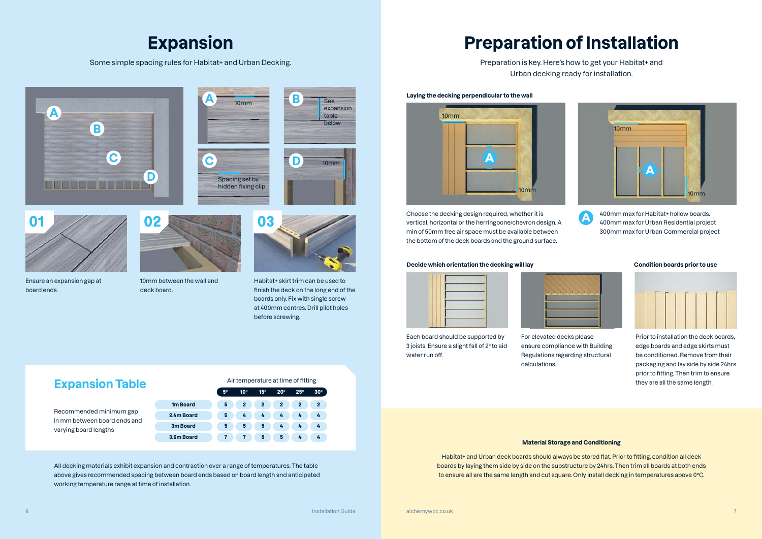# Expansion

Some simple spacing rules for Habitat+ and Urban Decking.

A — 10mm

B — See expansion table below

C — Spacing set by hidden fixing clip

D — 10mm

**01** Ensure an expansion gap at board ends.

**02** 10mm between the wall and deck board.

**03** Habitat+ skirt trim can be used to finish the deck on the long end of the boards only. Fix with single screw at 400mm centres. Drill pilot holes before screwing.

## Expansion Table

Recommended minimum gap in mm between board ends and varying board lengths

| | Air temperature at time of fitting | | | | | |
|---|---|---|---|---|---|---|
| | 5° | 10° | 15° | 20° | 25° | 30° |
| 1m Board | 5 | 2 | 2 | 2 | 2 | 2 |
| 2.4m Board | 5 | 4 | 4 | 4 | 4 | 4 |
| 3m Board | 5 | 5 | 5 | 4 | 4 | 4 |
| 3.6m Board | 7 | 7 | 5 | 5 | 4 | 4 |

All decking materials exhibit expansion and contraction over a range of temperatures. The table above gives recommended spacing between board ends based on board length and anticipated working temperature range at time of installation.

# Preparation of Installation

Preparation is key. Here's how to get your Habitat+ and Urban decking ready for installation.

### Laying the decking perpendicular to the wall

10mm — A — 10mm

Choose the decking design required, whether it is vertical, horizontal or the herringbone/chevron design. A min of 50mm free air space must be available between the bottom of the deck boards and the ground surface.

**A**
400mm max for Habitat+ hollow boards.
400mm max for Urban Residential project
300mm max for Urban Commercial project

### Decide which orientation the decking will lay

Each board should be supported by 3 joists. Ensure a slight fall of 2° to aid water run off.

For elevated decks please ensure compliance with Building Regulations regarding structural calculations.

### Condition boards prior to use

Prior to installation the deck boards, edge boards and edge skirts must be conditioned. Remove from their packaging and lay side by side 24hrs prior to fitting. Then trim to ensure they are all the same length.

### Material Storage and Conditioning

Habitat+ and Urban deck boards should always be stored flat. Prior to fitting, condition all deck boards by laying them side by side on the substructure by 24hrs. Then trim all boards at both ends to ensure all are the same length and cut square. Only install decking in temperatures above 0°C.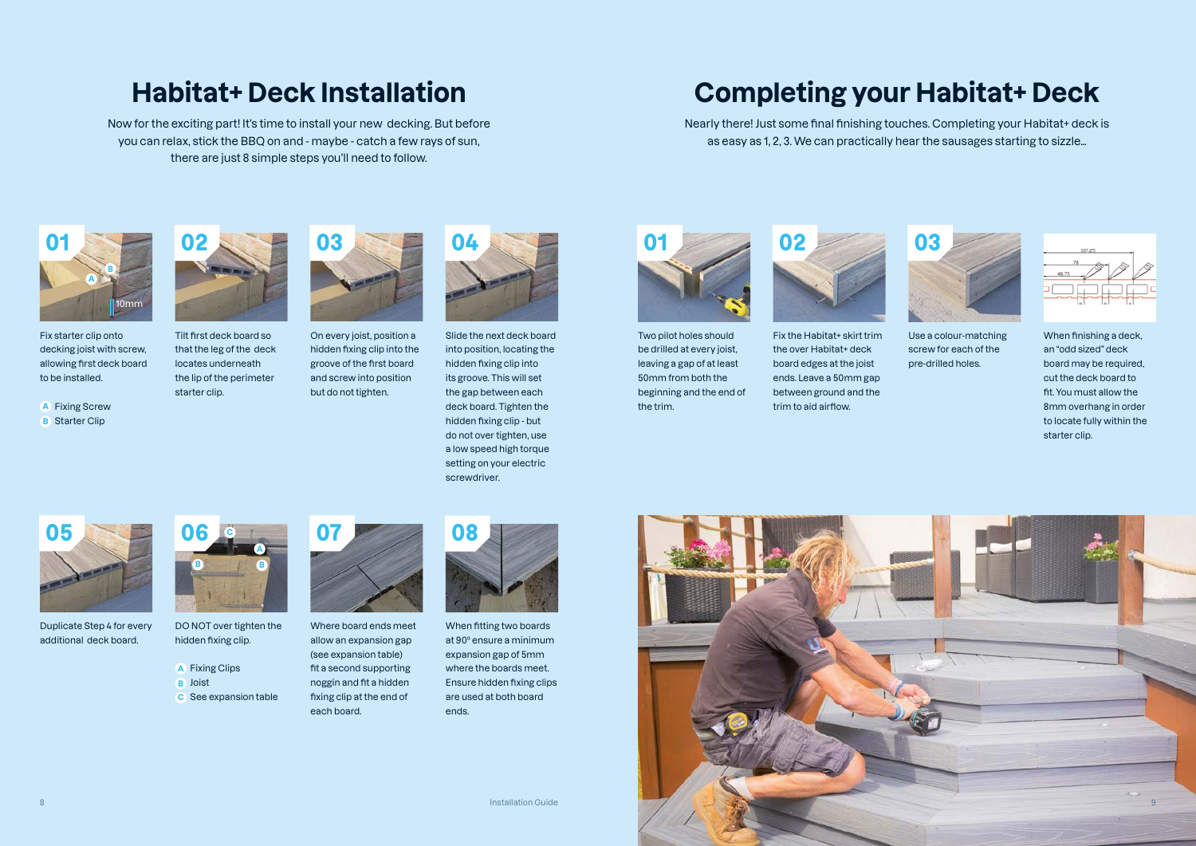# Habitat+ Deck Installation

Now for the exciting part! It's time to install your new decking. But before you can relax, stick the BBQ on and - maybe - catch a few rays of sun, there are just 8 simple steps you'll need to follow.

### 01

Fix starter clip onto decking joist with screw, allowing first deck board to be installed.

- A Fixing Screw
- B Starter Clip

### 02

Tilt first deck board so that the leg of the deck locates underneath the lip of the perimeter starter clip.

### 03

On every joist, position a hidden fixing clip into the groove of the first board and screw into position but do not tighten.

### 04

Slide the next deck board into position, locating the hidden fixing clip into its groove. This will set the gap between each deck board. Tighten the hidden fixing clip - but do not over tighten, use a low speed high torque setting on your electric screwdriver.

### 05

Duplicate Step 4 for every additional deck board.

### 06

DO NOT over tighten the hidden fixing clip.

- A Fixing Clips
- B Joist
- C See expansion table

### 07

Where board ends meet allow an expansion gap (see expansion table) fit a second supporting noggin and fit a hidden fixing clip at the end of each board.

### 08

When fitting two boards at 90° ensure a minimum expansion gap of 5mm where the boards meet. Ensure hidden fixing clips are used at both board ends.

# Completing your Habitat+ Deck

Nearly there! Just some final finishing touches. Completing your Habitat+ deck is as easy as 1, 2, 3. We can practically hear the sausages starting to sizzle...

### 01

Two pilot holes should be drilled at every joist, leaving a gap of at least 50mm from both the beginning and the end of the trim.

### 02

Fix the Habitat+ skirt trim the over Habitat+ deck board edges at the joist ends. Leave a 50mm gap between ground and the trim to aid airflow.

### 03

Use a colour-matching screw for each of the pre-drilled holes.

When finishing a deck, an "odd sized" deck board may be required, cut the deck board to fit. You must allow the 8mm overhang in order to locate fully within the starter clip.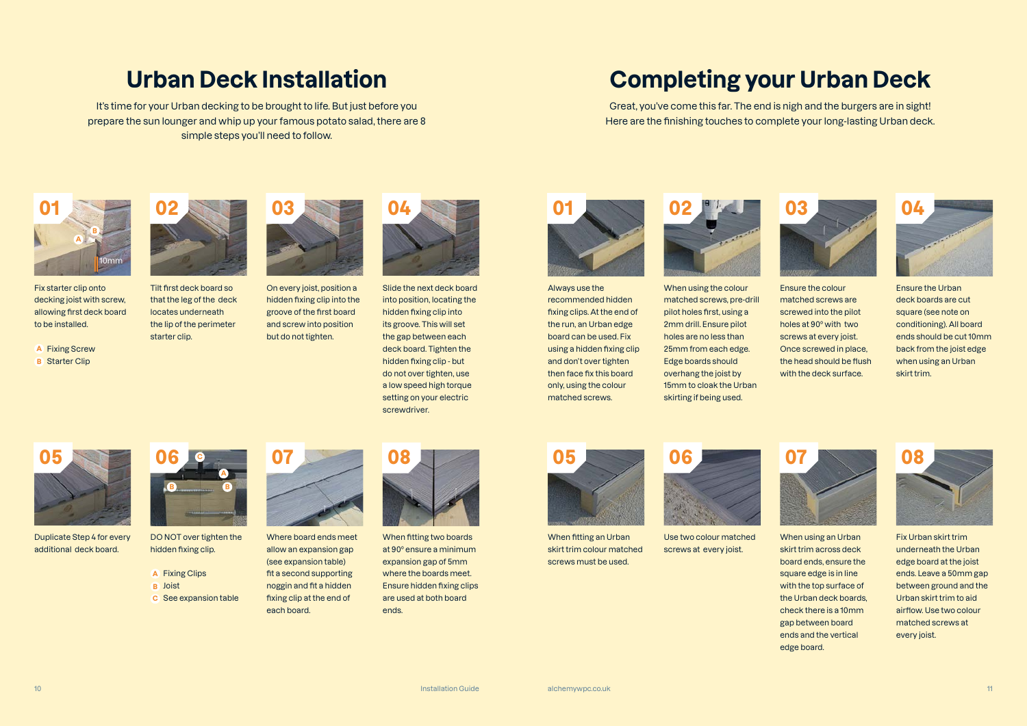# Urban Deck Installation

It's time for your Urban decking to be brought to life. But just before you prepare the sun lounger and whip up your famous potato salad, there are 8 simple steps you'll need to follow.

**01**

Fix starter clip onto decking joist with screw, allowing first deck board to be installed.

- A Fixing Screw
- B Starter Clip

**02**

Tilt first deck board so that the leg of the deck locates underneath the lip of the perimeter starter clip.

**03**

On every joist, position a hidden fixing clip into the groove of the first board and screw into position but do not tighten.

**04**

Slide the next deck board into position, locating the hidden fixing clip into its groove. This will set the gap between each deck board. Tighten the hidden fixing clip - but do not over tighten, use a low speed high torque setting on your electric screwdriver.

**05**

Duplicate Step 4 for every additional deck board.

**06**

DO NOT over tighten the hidden fixing clip.

- A Fixing Clips
- B Joist
- C See expansion table

**07**

Where board ends meet allow an expansion gap (see expansion table) fit a second supporting noggin and fit a hidden fixing clip at the end of each board.

**08**

When fitting two boards at 90° ensure a minimum expansion gap of 5mm where the boards meet. Ensure hidden fixing clips are used at both board ends.

# Completing your Urban Deck

Great, you've come this far. The end is nigh and the burgers are in sight! Here are the finishing touches to complete your long-lasting Urban deck.

**01**

Always use the recommended hidden fixing clips. At the end of the run, an Urban edge board can be used. Fix using a hidden fixing clip and don't over tighten then face fix this board only, using the colour matched screws.

**02**

When using the colour matched screws, pre-drill pilot holes first, using a 2mm drill. Ensure pilot holes are no less than 25mm from each edge. Edge boards should overhang the joist by 15mm to cloak the Urban skirting if being used.

**03**

Ensure the colour matched screws are screwed into the pilot holes at 90° with two screws at every joist. Once screwed in place, the head should be flush with the deck surface.

**04**

Ensure the Urban deck boards are cut square (see note on conditioning). All board ends should be cut 10mm back from the joist edge when using an Urban skirt trim.

**05**

When fitting an Urban skirt trim colour matched screws must be used.

**06**

Use two colour matched screws at every joist.

**07**

When using an Urban skirt trim across deck board ends, ensure the square edge is in line with the top surface of the Urban deck boards, check there is a 10mm gap between board ends and the vertical edge board.

**08**

Fix Urban skirt trim underneath the Urban edge board at the joist ends. Leave a 50mm gap between ground and the Urban skirt trim to aid airflow. Use two colour matched screws at every joist.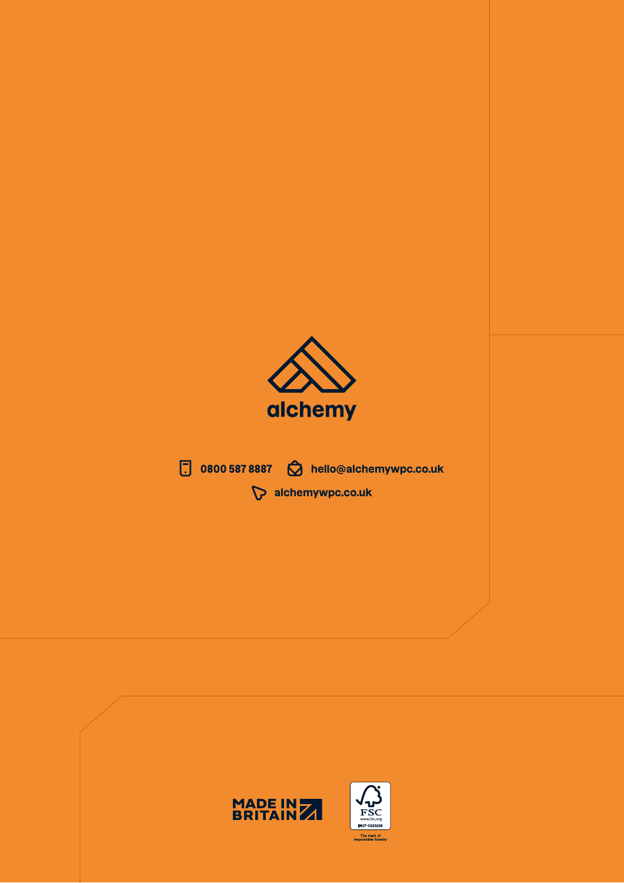alchemy

0800 587 8887 hello@alchemywpc.co.uk

alchemywpc.co.uk

MADE IN BRITAIN

FSC
www.fsc.org
FSC® C023225
The mark of responsible forestry